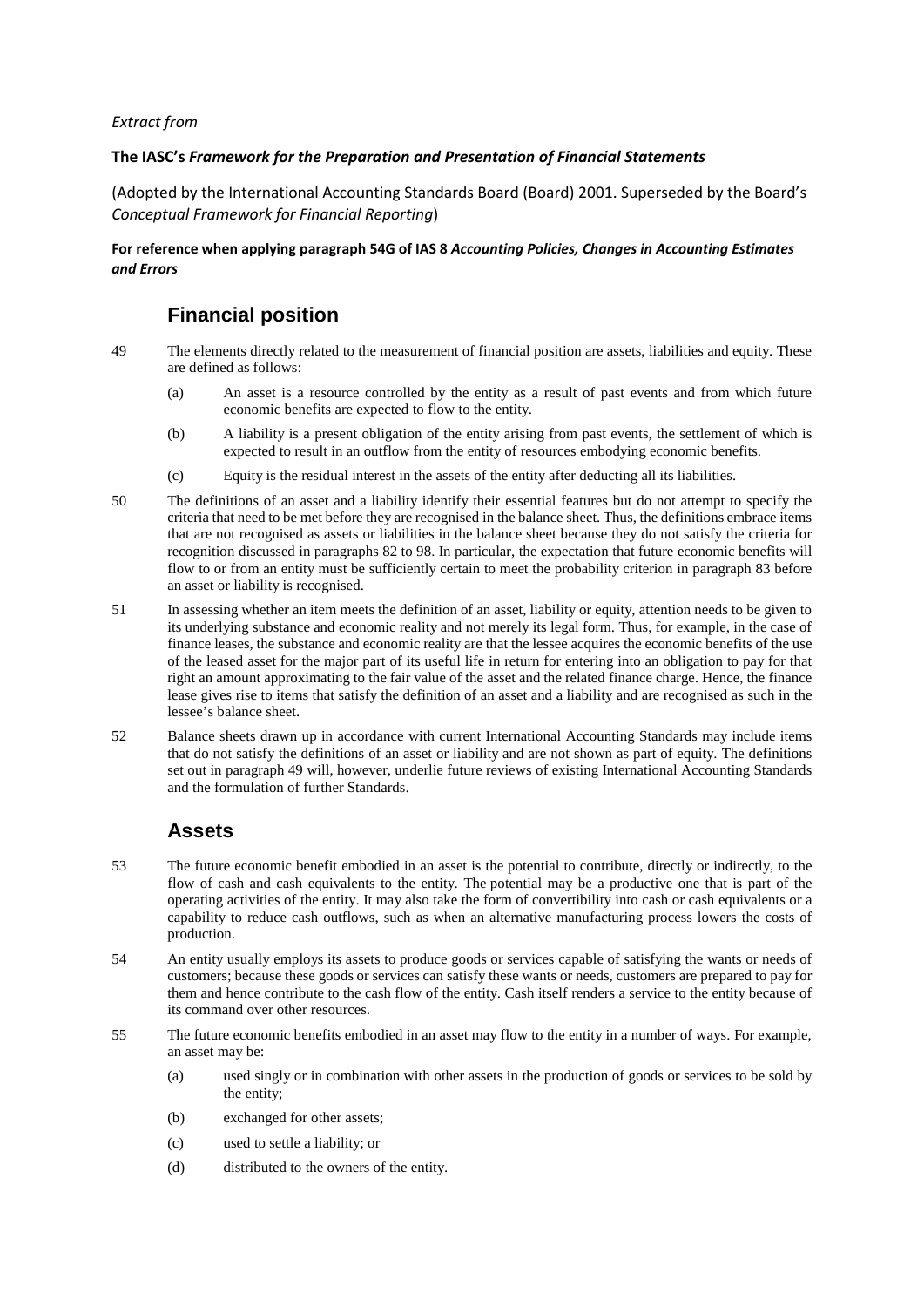*Extract from*

**The IASC's *Framework for the Preparation and Presentation of Financial Statements***

(Adopted by the International Accounting Standards Board (Board) 2001. Superseded by the Board's *Conceptual Framework for Financial Reporting*)

**For reference when applying paragraph 54G of IAS 8 *Accounting Policies, Changes in Accounting Estimates and Errors***

## Financial position

49 The elements directly related to the measurement of financial position are assets, liabilities and equity. These are defined as follows:

(a) An asset is a resource controlled by the entity as a result of past events and from which future economic benefits are expected to flow to the entity.

(b) A liability is a present obligation of the entity arising from past events, the settlement of which is expected to result in an outflow from the entity of resources embodying economic benefits.

(c) Equity is the residual interest in the assets of the entity after deducting all its liabilities.

50 The definitions of an asset and a liability identify their essential features but do not attempt to specify the criteria that need to be met before they are recognised in the balance sheet. Thus, the definitions embrace items that are not recognised as assets or liabilities in the balance sheet because they do not satisfy the criteria for recognition discussed in paragraphs 82 to 98. In particular, the expectation that future economic benefits will flow to or from an entity must be sufficiently certain to meet the probability criterion in paragraph 83 before an asset or liability is recognised.

51 In assessing whether an item meets the definition of an asset, liability or equity, attention needs to be given to its underlying substance and economic reality and not merely its legal form. Thus, for example, in the case of finance leases, the substance and economic reality are that the lessee acquires the economic benefits of the use of the leased asset for the major part of its useful life in return for entering into an obligation to pay for that right an amount approximating to the fair value of the asset and the related finance charge. Hence, the finance lease gives rise to items that satisfy the definition of an asset and a liability and are recognised as such in the lessee's balance sheet.

52 Balance sheets drawn up in accordance with current International Accounting Standards may include items that do not satisfy the definitions of an asset or liability and are not shown as part of equity. The definitions set out in paragraph 49 will, however, underlie future reviews of existing International Accounting Standards and the formulation of further Standards.

## Assets

53 The future economic benefit embodied in an asset is the potential to contribute, directly or indirectly, to the flow of cash and cash equivalents to the entity. The potential may be a productive one that is part of the operating activities of the entity. It may also take the form of convertibility into cash or cash equivalents or a capability to reduce cash outflows, such as when an alternative manufacturing process lowers the costs of production.

54 An entity usually employs its assets to produce goods or services capable of satisfying the wants or needs of customers; because these goods or services can satisfy these wants or needs, customers are prepared to pay for them and hence contribute to the cash flow of the entity. Cash itself renders a service to the entity because of its command over other resources.

55 The future economic benefits embodied in an asset may flow to the entity in a number of ways. For example, an asset may be:

(a) used singly or in combination with other assets in the production of goods or services to be sold by the entity;

(b) exchanged for other assets;

(c) used to settle a liability; or

(d) distributed to the owners of the entity.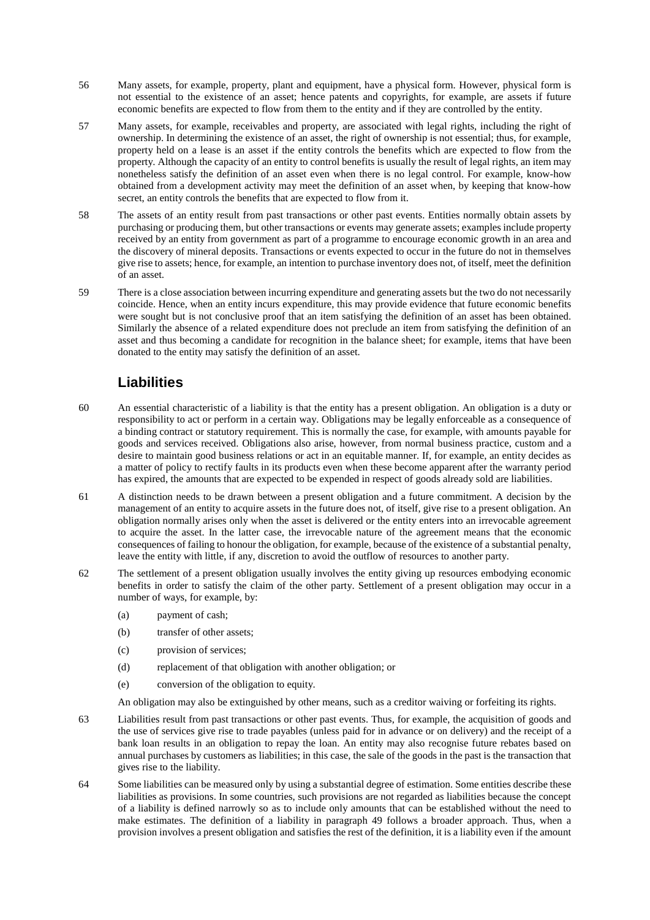56 Many assets, for example, property, plant and equipment, have a physical form. However, physical form is not essential to the existence of an asset; hence patents and copyrights, for example, are assets if future economic benefits are expected to flow from them to the entity and if they are controlled by the entity.

57 Many assets, for example, receivables and property, are associated with legal rights, including the right of ownership. In determining the existence of an asset, the right of ownership is not essential; thus, for example, property held on a lease is an asset if the entity controls the benefits which are expected to flow from the property. Although the capacity of an entity to control benefits is usually the result of legal rights, an item may nonetheless satisfy the definition of an asset even when there is no legal control. For example, know-how obtained from a development activity may meet the definition of an asset when, by keeping that know-how secret, an entity controls the benefits that are expected to flow from it.

58 The assets of an entity result from past transactions or other past events. Entities normally obtain assets by purchasing or producing them, but other transactions or events may generate assets; examples include property received by an entity from government as part of a programme to encourage economic growth in an area and the discovery of mineral deposits. Transactions or events expected to occur in the future do not in themselves give rise to assets; hence, for example, an intention to purchase inventory does not, of itself, meet the definition of an asset.

59 There is a close association between incurring expenditure and generating assets but the two do not necessarily coincide. Hence, when an entity incurs expenditure, this may provide evidence that future economic benefits were sought but is not conclusive proof that an item satisfying the definition of an asset has been obtained. Similarly the absence of a related expenditure does not preclude an item from satisfying the definition of an asset and thus becoming a candidate for recognition in the balance sheet; for example, items that have been donated to the entity may satisfy the definition of an asset.

## Liabilities

60 An essential characteristic of a liability is that the entity has a present obligation. An obligation is a duty or responsibility to act or perform in a certain way. Obligations may be legally enforceable as a consequence of a binding contract or statutory requirement. This is normally the case, for example, with amounts payable for goods and services received. Obligations also arise, however, from normal business practice, custom and a desire to maintain good business relations or act in an equitable manner. If, for example, an entity decides as a matter of policy to rectify faults in its products even when these become apparent after the warranty period has expired, the amounts that are expected to be expended in respect of goods already sold are liabilities.

61 A distinction needs to be drawn between a present obligation and a future commitment. A decision by the management of an entity to acquire assets in the future does not, of itself, give rise to a present obligation. An obligation normally arises only when the asset is delivered or the entity enters into an irrevocable agreement to acquire the asset. In the latter case, the irrevocable nature of the agreement means that the economic consequences of failing to honour the obligation, for example, because of the existence of a substantial penalty, leave the entity with little, if any, discretion to avoid the outflow of resources to another party.

62 The settlement of a present obligation usually involves the entity giving up resources embodying economic benefits in order to satisfy the claim of the other party. Settlement of a present obligation may occur in a number of ways, for example, by:

(a) payment of cash;

(b) transfer of other assets;

(c) provision of services;

(d) replacement of that obligation with another obligation; or

(e) conversion of the obligation to equity.

An obligation may also be extinguished by other means, such as a creditor waiving or forfeiting its rights.

63 Liabilities result from past transactions or other past events. Thus, for example, the acquisition of goods and the use of services give rise to trade payables (unless paid for in advance or on delivery) and the receipt of a bank loan results in an obligation to repay the loan. An entity may also recognise future rebates based on annual purchases by customers as liabilities; in this case, the sale of the goods in the past is the transaction that gives rise to the liability.

64 Some liabilities can be measured only by using a substantial degree of estimation. Some entities describe these liabilities as provisions. In some countries, such provisions are not regarded as liabilities because the concept of a liability is defined narrowly so as to include only amounts that can be established without the need to make estimates. The definition of a liability in paragraph 49 follows a broader approach. Thus, when a provision involves a present obligation and satisfies the rest of the definition, it is a liability even if the amount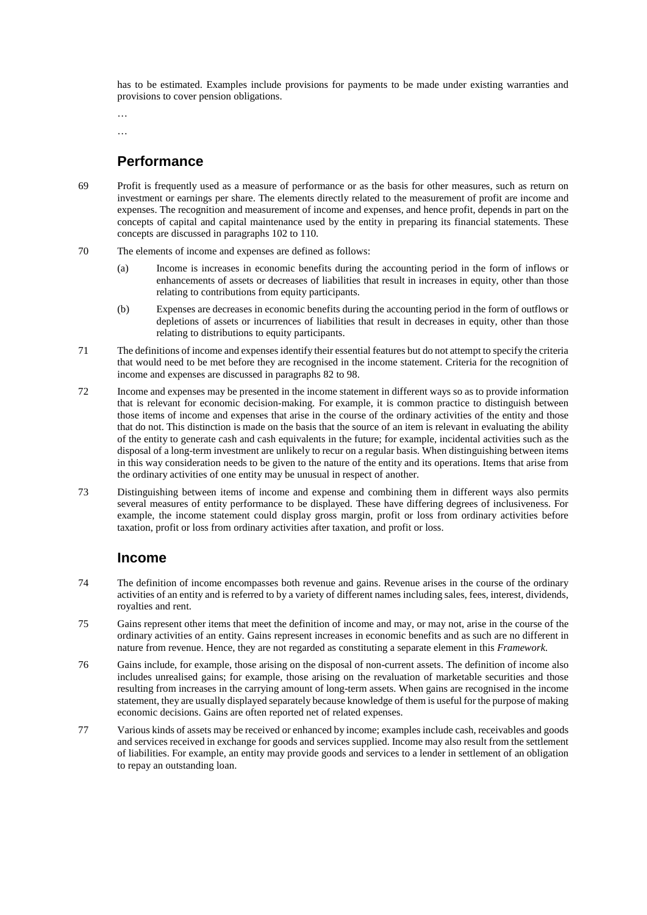has to be estimated. Examples include provisions for payments to be made under existing warranties and provisions to cover pension obligations.

…

…

## Performance

69 Profit is frequently used as a measure of performance or as the basis for other measures, such as return on investment or earnings per share. The elements directly related to the measurement of profit are income and expenses. The recognition and measurement of income and expenses, and hence profit, depends in part on the concepts of capital and capital maintenance used by the entity in preparing its financial statements. These concepts are discussed in paragraphs 102 to 110.

70 The elements of income and expenses are defined as follows:

(a) Income is increases in economic benefits during the accounting period in the form of inflows or enhancements of assets or decreases of liabilities that result in increases in equity, other than those relating to contributions from equity participants.

(b) Expenses are decreases in economic benefits during the accounting period in the form of outflows or depletions of assets or incurrences of liabilities that result in decreases in equity, other than those relating to distributions to equity participants.

71 The definitions of income and expenses identify their essential features but do not attempt to specify the criteria that would need to be met before they are recognised in the income statement. Criteria for the recognition of income and expenses are discussed in paragraphs 82 to 98.

72 Income and expenses may be presented in the income statement in different ways so as to provide information that is relevant for economic decision-making. For example, it is common practice to distinguish between those items of income and expenses that arise in the course of the ordinary activities of the entity and those that do not. This distinction is made on the basis that the source of an item is relevant in evaluating the ability of the entity to generate cash and cash equivalents in the future; for example, incidental activities such as the disposal of a long-term investment are unlikely to recur on a regular basis. When distinguishing between items in this way consideration needs to be given to the nature of the entity and its operations. Items that arise from the ordinary activities of one entity may be unusual in respect of another.

73 Distinguishing between items of income and expense and combining them in different ways also permits several measures of entity performance to be displayed. These have differing degrees of inclusiveness. For example, the income statement could display gross margin, profit or loss from ordinary activities before taxation, profit or loss from ordinary activities after taxation, and profit or loss.

## Income

74 The definition of income encompasses both revenue and gains. Revenue arises in the course of the ordinary activities of an entity and is referred to by a variety of different names including sales, fees, interest, dividends, royalties and rent.

75 Gains represent other items that meet the definition of income and may, or may not, arise in the course of the ordinary activities of an entity. Gains represent increases in economic benefits and as such are no different in nature from revenue. Hence, they are not regarded as constituting a separate element in this *Framework*.

76 Gains include, for example, those arising on the disposal of non-current assets. The definition of income also includes unrealised gains; for example, those arising on the revaluation of marketable securities and those resulting from increases in the carrying amount of long-term assets. When gains are recognised in the income statement, they are usually displayed separately because knowledge of them is useful for the purpose of making economic decisions. Gains are often reported net of related expenses.

77 Various kinds of assets may be received or enhanced by income; examples include cash, receivables and goods and services received in exchange for goods and services supplied. Income may also result from the settlement of liabilities. For example, an entity may provide goods and services to a lender in settlement of an obligation to repay an outstanding loan.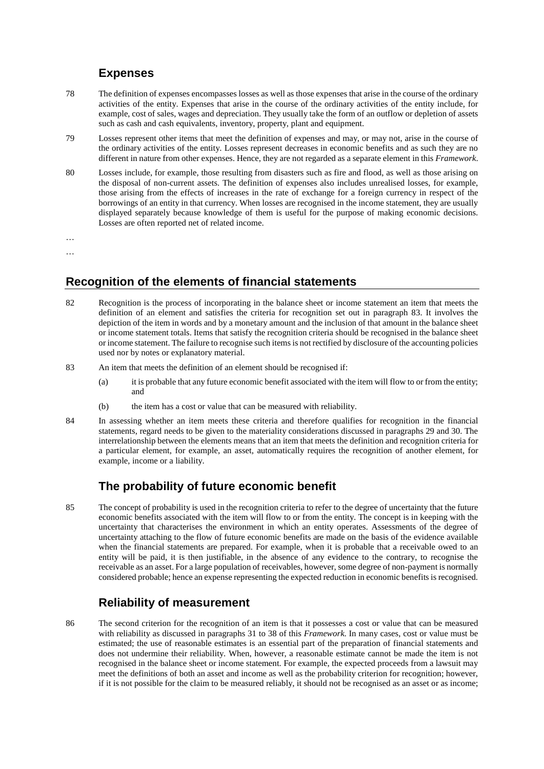### Expenses

78 The definition of expenses encompasses losses as well as those expenses that arise in the course of the ordinary activities of the entity. Expenses that arise in the course of the ordinary activities of the entity include, for example, cost of sales, wages and depreciation. They usually take the form of an outflow or depletion of assets such as cash and cash equivalents, inventory, property, plant and equipment.

79 Losses represent other items that meet the definition of expenses and may, or may not, arise in the course of the ordinary activities of the entity. Losses represent decreases in economic benefits and as such they are no different in nature from other expenses. Hence, they are not regarded as a separate element in this *Framework*.

80 Losses include, for example, those resulting from disasters such as fire and flood, as well as those arising on the disposal of non-current assets. The definition of expenses also includes unrealised losses, for example, those arising from the effects of increases in the rate of exchange for a foreign currency in respect of the borrowings of an entity in that currency. When losses are recognised in the income statement, they are usually displayed separately because knowledge of them is useful for the purpose of making economic decisions. Losses are often reported net of related income.

…

…

## Recognition of the elements of financial statements

82 Recognition is the process of incorporating in the balance sheet or income statement an item that meets the definition of an element and satisfies the criteria for recognition set out in paragraph 83. It involves the depiction of the item in words and by a monetary amount and the inclusion of that amount in the balance sheet or income statement totals. Items that satisfy the recognition criteria should be recognised in the balance sheet or income statement. The failure to recognise such items is not rectified by disclosure of the accounting policies used nor by notes or explanatory material.

83 An item that meets the definition of an element should be recognised if:

(a) it is probable that any future economic benefit associated with the item will flow to or from the entity; and

(b) the item has a cost or value that can be measured with reliability.

84 In assessing whether an item meets these criteria and therefore qualifies for recognition in the financial statements, regard needs to be given to the materiality considerations discussed in paragraphs 29 and 30. The interrelationship between the elements means that an item that meets the definition and recognition criteria for a particular element, for example, an asset, automatically requires the recognition of another element, for example, income or a liability.

### The probability of future economic benefit

85 The concept of probability is used in the recognition criteria to refer to the degree of uncertainty that the future economic benefits associated with the item will flow to or from the entity. The concept is in keeping with the uncertainty that characterises the environment in which an entity operates. Assessments of the degree of uncertainty attaching to the flow of future economic benefits are made on the basis of the evidence available when the financial statements are prepared. For example, when it is probable that a receivable owed to an entity will be paid, it is then justifiable, in the absence of any evidence to the contrary, to recognise the receivable as an asset. For a large population of receivables, however, some degree of non-payment is normally considered probable; hence an expense representing the expected reduction in economic benefits is recognised.

### Reliability of measurement

86 The second criterion for the recognition of an item is that it possesses a cost or value that can be measured with reliability as discussed in paragraphs 31 to 38 of this *Framework*. In many cases, cost or value must be estimated; the use of reasonable estimates is an essential part of the preparation of financial statements and does not undermine their reliability. When, however, a reasonable estimate cannot be made the item is not recognised in the balance sheet or income statement. For example, the expected proceeds from a lawsuit may meet the definitions of both an asset and income as well as the probability criterion for recognition; however, if it is not possible for the claim to be measured reliably, it should not be recognised as an asset or as income;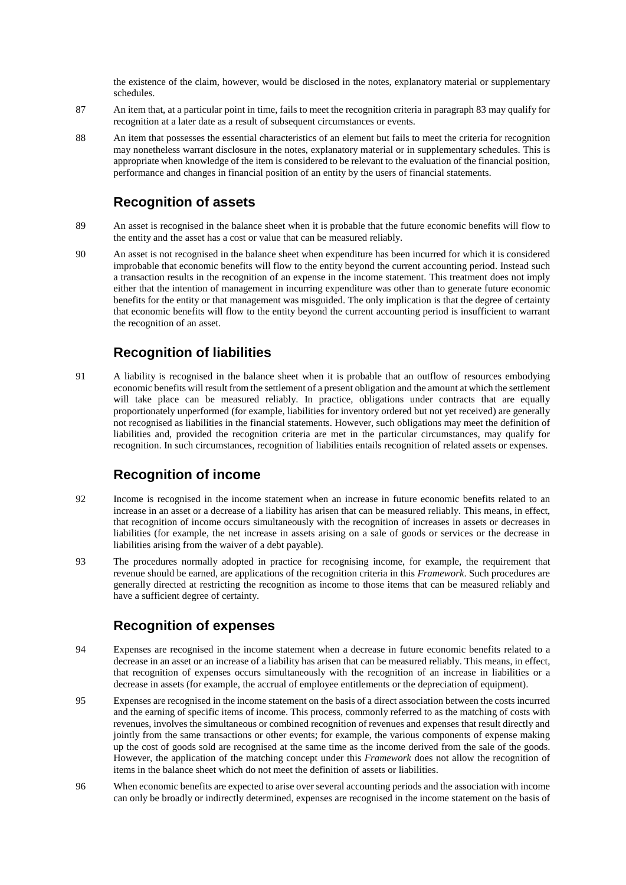the existence of the claim, however, would be disclosed in the notes, explanatory material or supplementary schedules.

87 An item that, at a particular point in time, fails to meet the recognition criteria in paragraph 83 may qualify for recognition at a later date as a result of subsequent circumstances or events.

88 An item that possesses the essential characteristics of an element but fails to meet the criteria for recognition may nonetheless warrant disclosure in the notes, explanatory material or in supplementary schedules. This is appropriate when knowledge of the item is considered to be relevant to the evaluation of the financial position, performance and changes in financial position of an entity by the users of financial statements.

## Recognition of assets

89 An asset is recognised in the balance sheet when it is probable that the future economic benefits will flow to the entity and the asset has a cost or value that can be measured reliably.

90 An asset is not recognised in the balance sheet when expenditure has been incurred for which it is considered improbable that economic benefits will flow to the entity beyond the current accounting period. Instead such a transaction results in the recognition of an expense in the income statement. This treatment does not imply either that the intention of management in incurring expenditure was other than to generate future economic benefits for the entity or that management was misguided. The only implication is that the degree of certainty that economic benefits will flow to the entity beyond the current accounting period is insufficient to warrant the recognition of an asset.

## Recognition of liabilities

91 A liability is recognised in the balance sheet when it is probable that an outflow of resources embodying economic benefits will result from the settlement of a present obligation and the amount at which the settlement will take place can be measured reliably. In practice, obligations under contracts that are equally proportionately unperformed (for example, liabilities for inventory ordered but not yet received) are generally not recognised as liabilities in the financial statements. However, such obligations may meet the definition of liabilities and, provided the recognition criteria are met in the particular circumstances, may qualify for recognition. In such circumstances, recognition of liabilities entails recognition of related assets or expenses.

## Recognition of income

92 Income is recognised in the income statement when an increase in future economic benefits related to an increase in an asset or a decrease of a liability has arisen that can be measured reliably. This means, in effect, that recognition of income occurs simultaneously with the recognition of increases in assets or decreases in liabilities (for example, the net increase in assets arising on a sale of goods or services or the decrease in liabilities arising from the waiver of a debt payable).

93 The procedures normally adopted in practice for recognising income, for example, the requirement that revenue should be earned, are applications of the recognition criteria in this *Framework*. Such procedures are generally directed at restricting the recognition as income to those items that can be measured reliably and have a sufficient degree of certainty.

## Recognition of expenses

94 Expenses are recognised in the income statement when a decrease in future economic benefits related to a decrease in an asset or an increase of a liability has arisen that can be measured reliably. This means, in effect, that recognition of expenses occurs simultaneously with the recognition of an increase in liabilities or a decrease in assets (for example, the accrual of employee entitlements or the depreciation of equipment).

95 Expenses are recognised in the income statement on the basis of a direct association between the costs incurred and the earning of specific items of income. This process, commonly referred to as the matching of costs with revenues, involves the simultaneous or combined recognition of revenues and expenses that result directly and jointly from the same transactions or other events; for example, the various components of expense making up the cost of goods sold are recognised at the same time as the income derived from the sale of the goods. However, the application of the matching concept under this *Framework* does not allow the recognition of items in the balance sheet which do not meet the definition of assets or liabilities.

96 When economic benefits are expected to arise over several accounting periods and the association with income can only be broadly or indirectly determined, expenses are recognised in the income statement on the basis of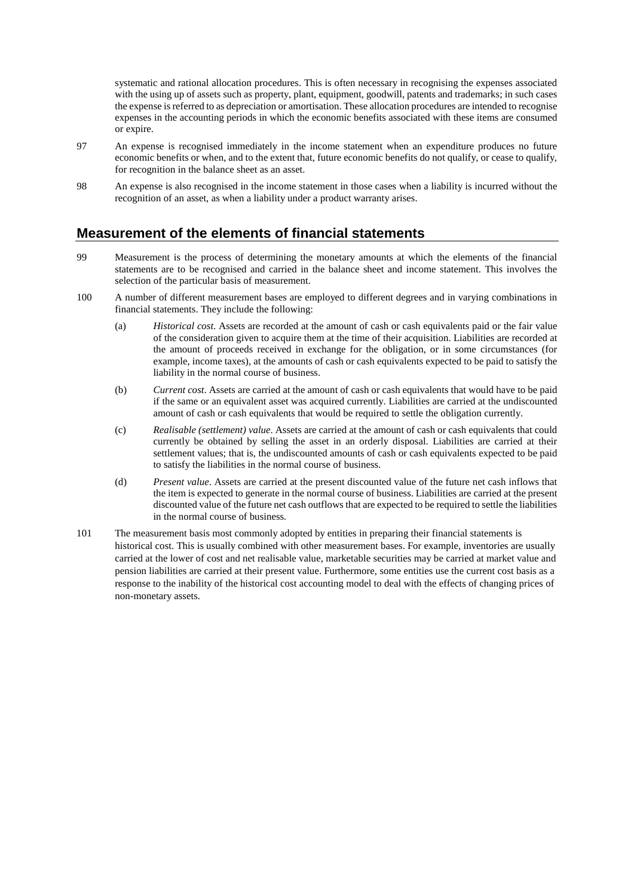systematic and rational allocation procedures. This is often necessary in recognising the expenses associated with the using up of assets such as property, plant, equipment, goodwill, patents and trademarks; in such cases the expense is referred to as depreciation or amortisation. These allocation procedures are intended to recognise expenses in the accounting periods in which the economic benefits associated with these items are consumed or expire.

97 An expense is recognised immediately in the income statement when an expenditure produces no future economic benefits or when, and to the extent that, future economic benefits do not qualify, or cease to qualify, for recognition in the balance sheet as an asset.

98 An expense is also recognised in the income statement in those cases when a liability is incurred without the recognition of an asset, as when a liability under a product warranty arises.

## Measurement of the elements of financial statements

99 Measurement is the process of determining the monetary amounts at which the elements of the financial statements are to be recognised and carried in the balance sheet and income statement. This involves the selection of the particular basis of measurement.

100 A number of different measurement bases are employed to different degrees and in varying combinations in financial statements. They include the following:

(a) *Historical cost*. Assets are recorded at the amount of cash or cash equivalents paid or the fair value of the consideration given to acquire them at the time of their acquisition. Liabilities are recorded at the amount of proceeds received in exchange for the obligation, or in some circumstances (for example, income taxes), at the amounts of cash or cash equivalents expected to be paid to satisfy the liability in the normal course of business.

(b) *Current cost*. Assets are carried at the amount of cash or cash equivalents that would have to be paid if the same or an equivalent asset was acquired currently. Liabilities are carried at the undiscounted amount of cash or cash equivalents that would be required to settle the obligation currently.

(c) *Realisable (settlement) value*. Assets are carried at the amount of cash or cash equivalents that could currently be obtained by selling the asset in an orderly disposal. Liabilities are carried at their settlement values; that is, the undiscounted amounts of cash or cash equivalents expected to be paid to satisfy the liabilities in the normal course of business.

(d) *Present value*. Assets are carried at the present discounted value of the future net cash inflows that the item is expected to generate in the normal course of business. Liabilities are carried at the present discounted value of the future net cash outflows that are expected to be required to settle the liabilities in the normal course of business.

101 The measurement basis most commonly adopted by entities in preparing their financial statements is historical cost. This is usually combined with other measurement bases. For example, inventories are usually carried at the lower of cost and net realisable value, marketable securities may be carried at market value and pension liabilities are carried at their present value. Furthermore, some entities use the current cost basis as a response to the inability of the historical cost accounting model to deal with the effects of changing prices of non-monetary assets.